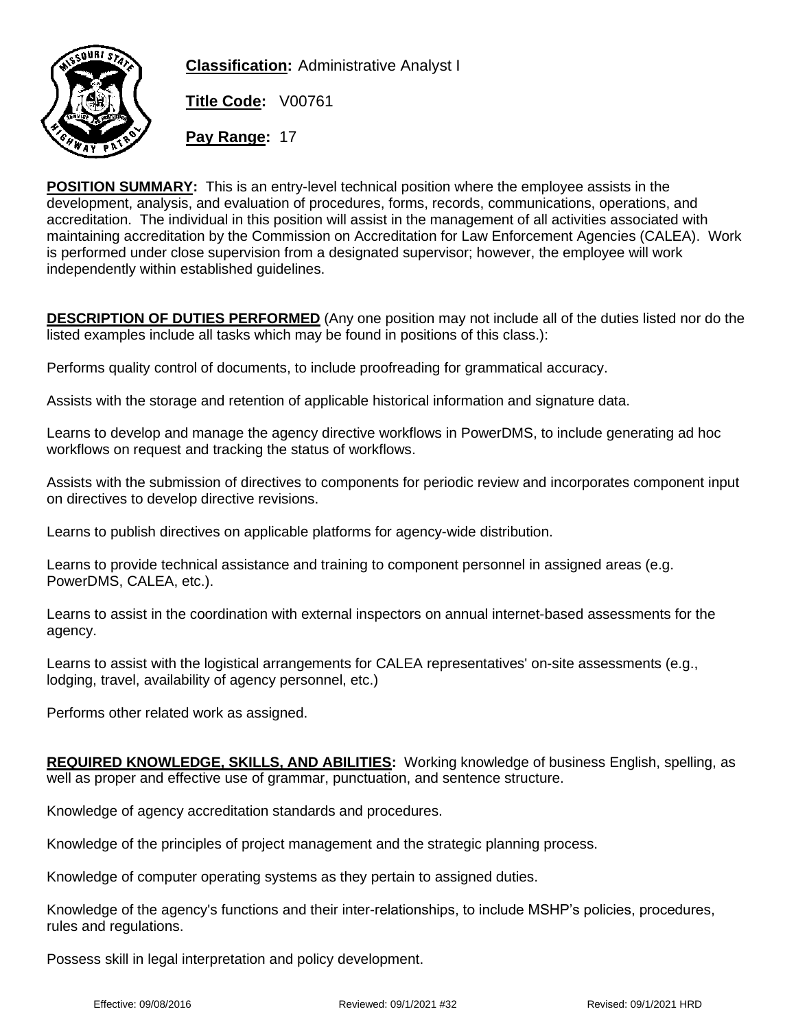**Classification:** Administrative Analyst I

**Title Code:** V00761

**Pay Range:** 17

**POSITION SUMMARY:** This is an entry-level technical position where the employee assists in the development, analysis, and evaluation of procedures, forms, records, communications, operations, and accreditation. The individual in this position will assist in the management of all activities associated with maintaining accreditation by the Commission on Accreditation for Law Enforcement Agencies (CALEA). Work is performed under close supervision from a designated supervisor; however, the employee will work independently within established guidelines.

**DESCRIPTION OF DUTIES PERFORMED** (Any one position may not include all of the duties listed nor do the listed examples include all tasks which may be found in positions of this class.):

Performs quality control of documents, to include proofreading for grammatical accuracy.

Assists with the storage and retention of applicable historical information and signature data.

Learns to develop and manage the agency directive workflows in PowerDMS, to include generating ad hoc workflows on request and tracking the status of workflows.

Assists with the submission of directives to components for periodic review and incorporates component input on directives to develop directive revisions.

Learns to publish directives on applicable platforms for agency-wide distribution.

Learns to provide technical assistance and training to component personnel in assigned areas (e.g. PowerDMS, CALEA, etc.).

Learns to assist in the coordination with external inspectors on annual internet-based assessments for the agency.

Learns to assist with the logistical arrangements for CALEA representatives' on-site assessments (e.g., lodging, travel, availability of agency personnel, etc.)

Performs other related work as assigned.

**REQUIRED KNOWLEDGE, SKILLS, AND ABILITIES:** Working knowledge of business English, spelling, as well as proper and effective use of grammar, punctuation, and sentence structure.

Knowledge of agency accreditation standards and procedures.

Knowledge of the principles of project management and the strategic planning process.

Knowledge of computer operating systems as they pertain to assigned duties.

Knowledge of the agency's functions and their inter-relationships, to include MSHP's policies, procedures, rules and regulations.

Possess skill in legal interpretation and policy development.

Effective: 09/08/2016 Reviewed: 09/1/2021 #32 Revised: 09/1/2021 HRD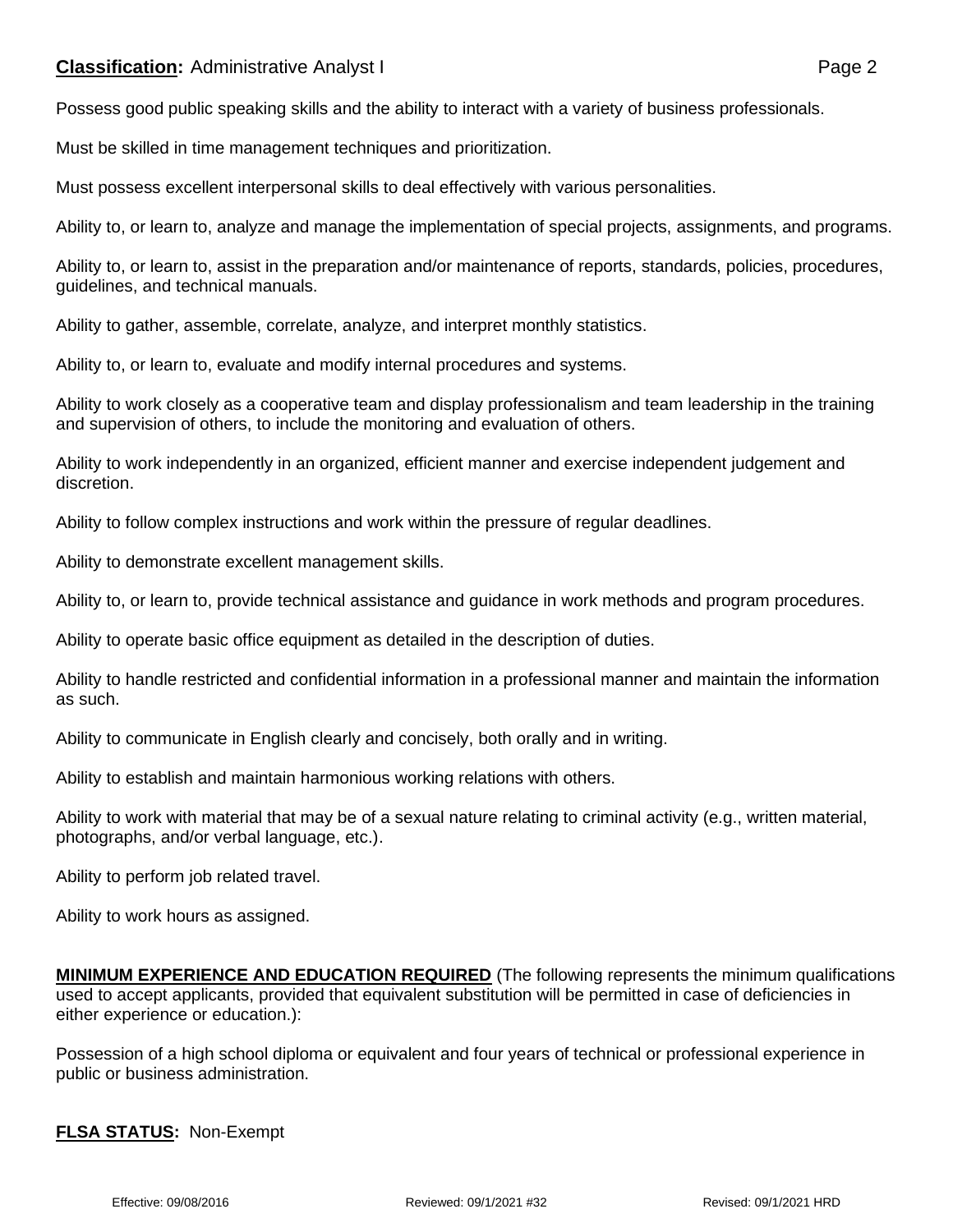Possess good public speaking skills and the ability to interact with a variety of business professionals.

Must be skilled in time management techniques and prioritization.

Must possess excellent interpersonal skills to deal effectively with various personalities.

Ability to, or learn to, analyze and manage the implementation of special projects, assignments, and programs.

Ability to, or learn to, assist in the preparation and/or maintenance of reports, standards, policies, procedures, guidelines, and technical manuals.

Ability to gather, assemble, correlate, analyze, and interpret monthly statistics.

Ability to, or learn to, evaluate and modify internal procedures and systems.

Ability to work closely as a cooperative team and display professionalism and team leadership in the training and supervision of others, to include the monitoring and evaluation of others.

Ability to work independently in an organized, efficient manner and exercise independent judgement and discretion.

Ability to follow complex instructions and work within the pressure of regular deadlines.

Ability to demonstrate excellent management skills.

Ability to, or learn to, provide technical assistance and guidance in work methods and program procedures.

Ability to operate basic office equipment as detailed in the description of duties.

Ability to handle restricted and confidential information in a professional manner and maintain the information as such.

Ability to communicate in English clearly and concisely, both orally and in writing.

Ability to establish and maintain harmonious working relations with others.

Ability to work with material that may be of a sexual nature relating to criminal activity (e.g., written material, photographs, and/or verbal language, etc.).

Ability to perform job related travel.

Ability to work hours as assigned.

**MINIMUM EXPERIENCE AND EDUCATION REQUIRED** (The following represents the minimum qualifications used to accept applicants, provided that equivalent substitution will be permitted in case of deficiencies in either experience or education.):

Possession of a high school diploma or equivalent and four years of technical or professional experience in public or business administration.

**FLSA STATUS:** Non-Exempt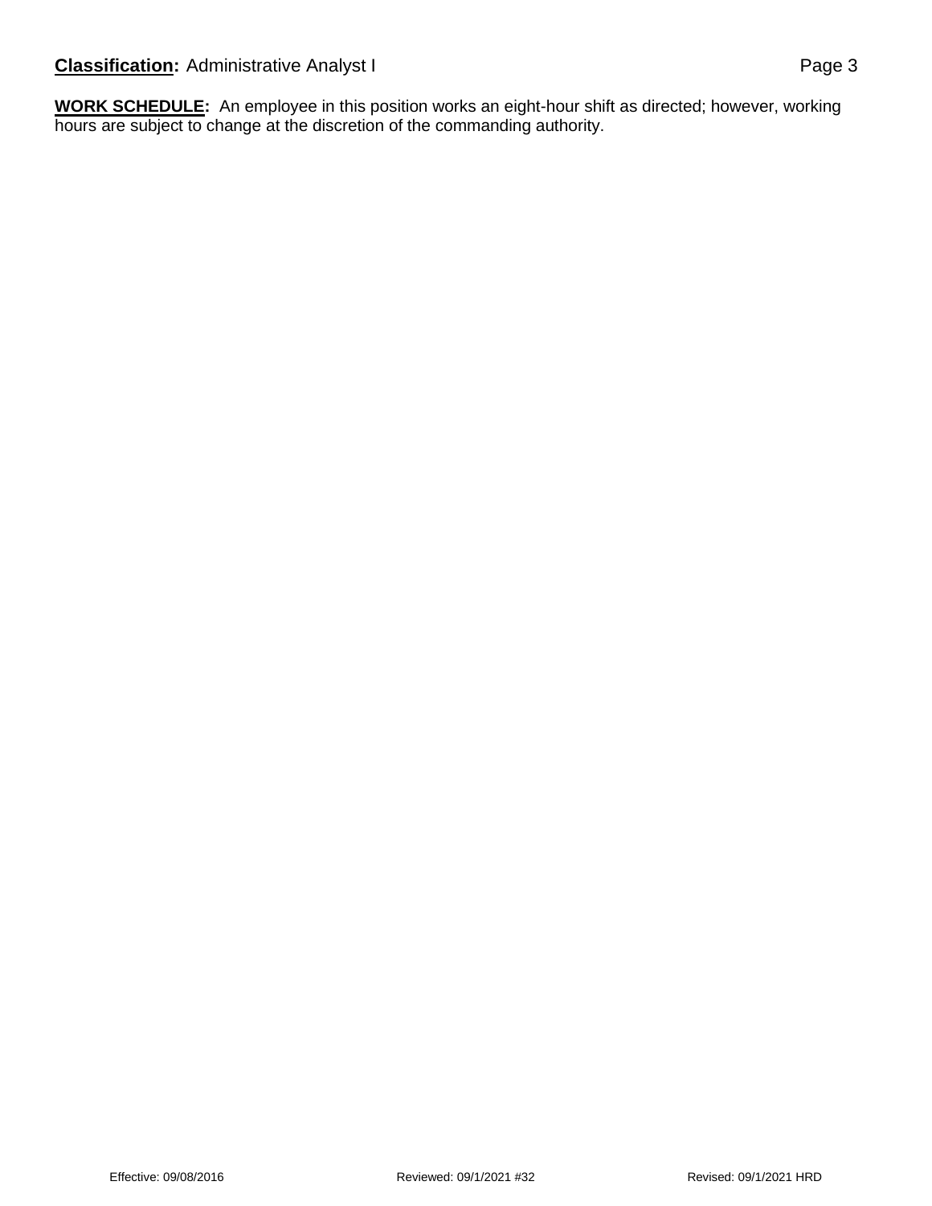**WORK SCHEDULE:** An employee in this position works an eight-hour shift as directed; however, working hours are subject to change at the discretion of the commanding authority.